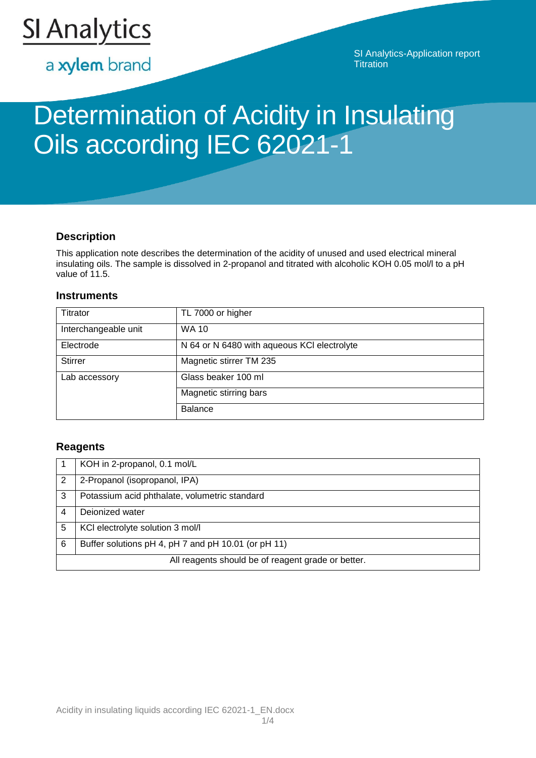SI Analytics

a xylem brand

SI Analytics-Application report
Titration

# Determination of Acidity in Insulating Oils according IEC 62021-1

## Description

This application note describes the determination of the acidity of unused and used electrical mineral insulating oils. The sample is dissolved in 2-propanol and titrated with alcoholic KOH 0.05 mol/l to a pH value of 11.5.

## Instruments

| | |
|---|---|
| Titrator | TL 7000 or higher |
| Interchangeable unit | WA 10 |
| Electrode | N 64 or N 6480 with aqueous KCl electrolyte |
| Stirrer | Magnetic stirrer TM 235 |
| Lab accessory | Glass beaker 100 ml |
| | Magnetic stirring bars |
| | Balance |

## Reagents

| | |
|---|---|
| 1 | KOH in 2-propanol, 0.1 mol/L |
| 2 | 2-Propanol (isopropanol, IPA) |
| 3 | Potassium acid phthalate, volumetric standard |
| 4 | Deionized water |
| 5 | KCl electrolyte solution 3 mol/l |
| 6 | Buffer solutions pH 4, pH 7 and pH 10.01 (or pH 11) |
| All reagents should be of reagent grade or better. | |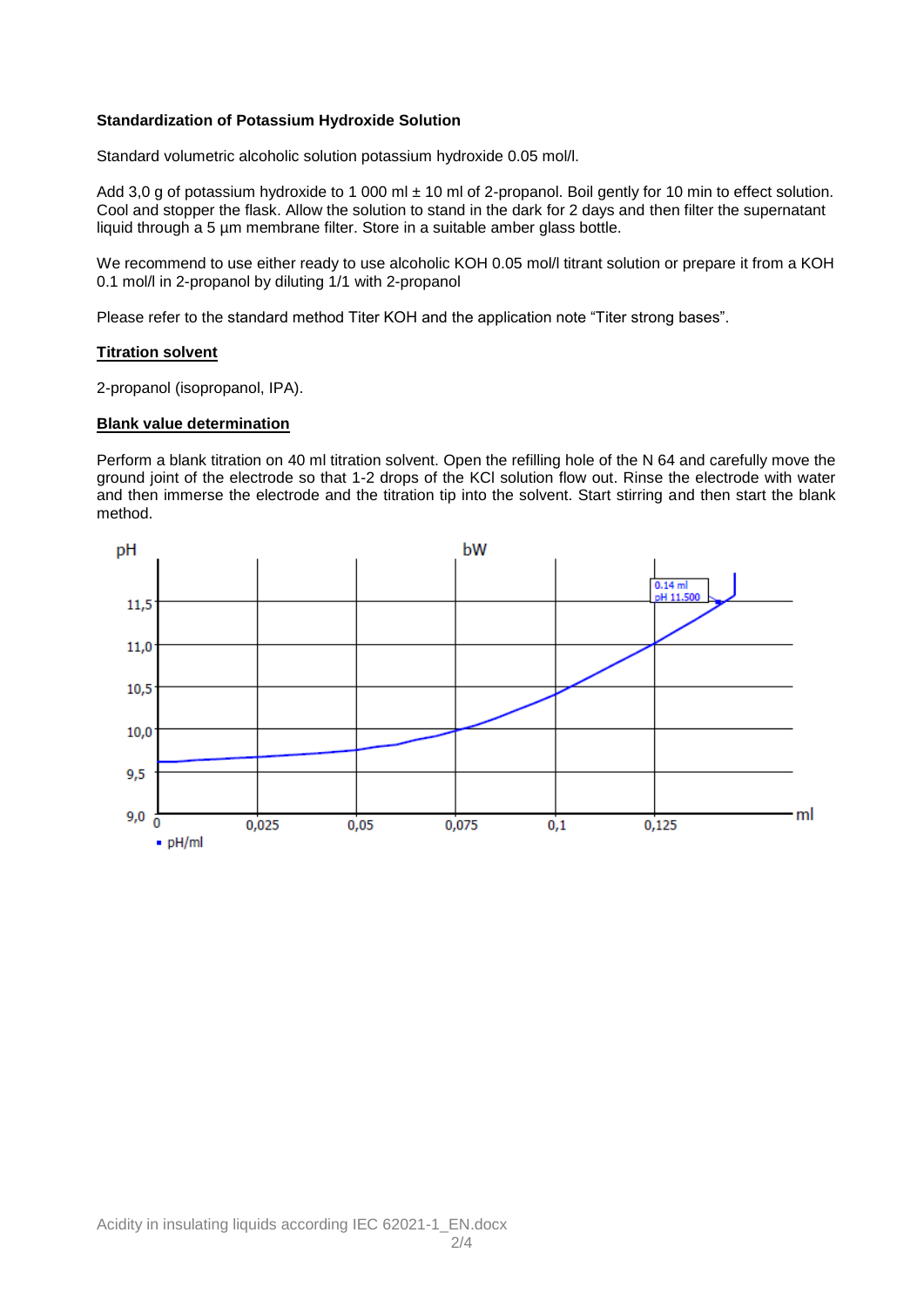**Standardization of Potassium Hydroxide Solution**

Standard volumetric alcoholic solution potassium hydroxide 0.05 mol/l.

Add 3,0 g of potassium hydroxide to 1 000 ml ± 10 ml of 2-propanol. Boil gently for 10 min to effect solution. Cool and stopper the flask. Allow the solution to stand in the dark for 2 days and then filter the supernatant liquid through a 5 µm membrane filter. Store in a suitable amber glass bottle.

We recommend to use either ready to use alcoholic KOH 0.05 mol/l titrant solution or prepare it from a KOH 0.1 mol/l in 2-propanol by diluting 1/1 with 2-propanol

Please refer to the standard method Titer KOH and the application note "Titer strong bases".

**Titration solvent**

2-propanol (isopropanol, IPA).

**Blank value determination**

Perform a blank titration on 40 ml titration solvent. Open the refilling hole of the N 64 and carefully move the ground joint of the electrode so that 1-2 drops of the KCl solution flow out. Rinse the electrode with water and then immerse the electrode and the titration tip into the solvent. Start stirring and then start the blank method.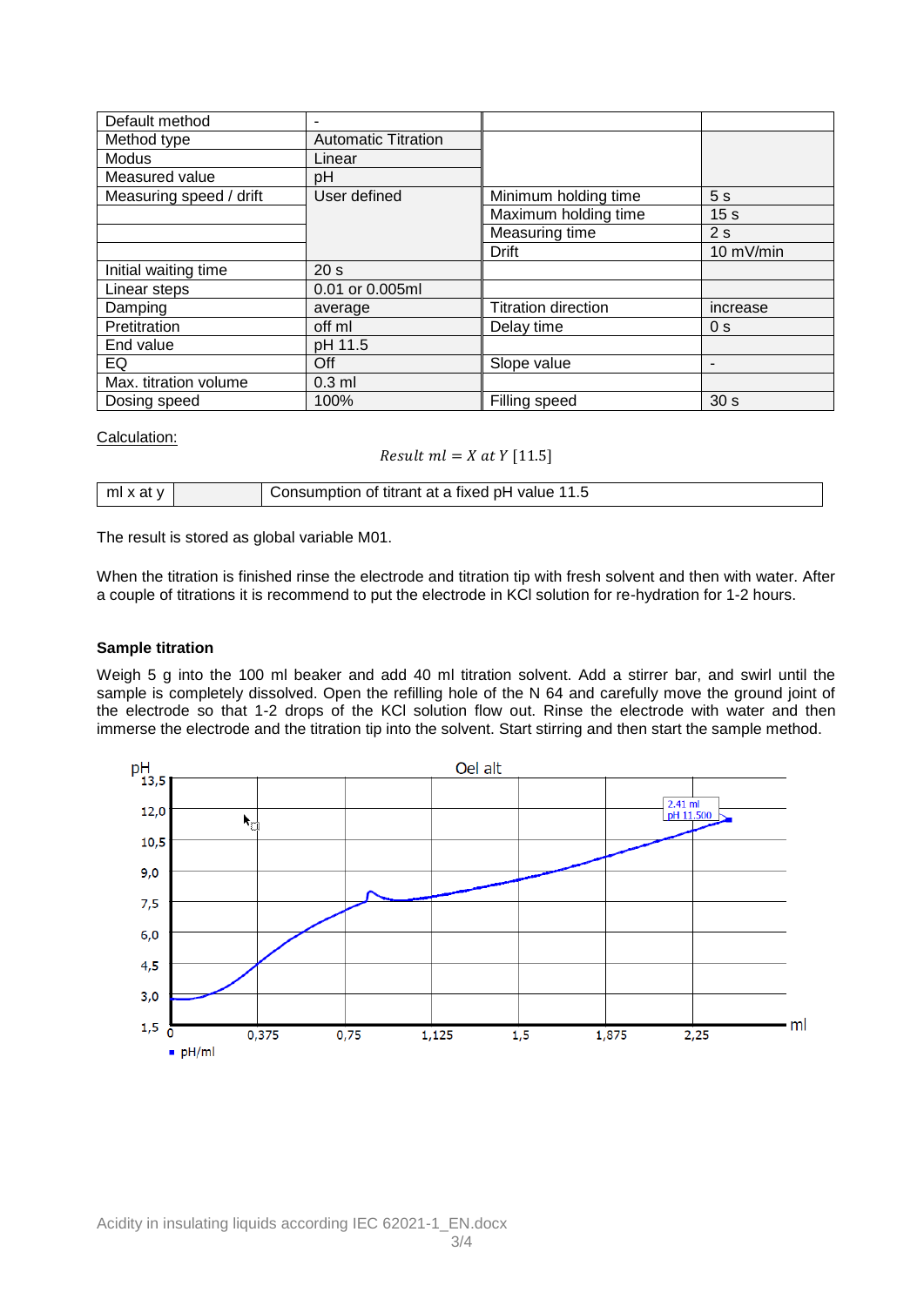| Default method | - | | |
|---|---|---|---|
| Method type | Automatic Titration | | |
| Modus | Linear | | |
| Measured value | pH | | |
| Measuring speed / drift | User defined | Minimum holding time | 5 s |
| | | Maximum holding time | 15 s |
| | | Measuring time | 2 s |
| | | Drift | 10 mV/min |
| Initial waiting time | 20 s | | |
| Linear steps | 0.01 or 0.005ml | | |
| Damping | average | Titration direction | increase |
| Pretitration | off ml | Delay time | 0 s |
| End value | pH 11.5 | | |
| EQ | Off | Slope value | - |
| Max. titration volume | 0.3 ml | | |
| Dosing speed | 100% | Filling speed | 30 s |

Calculation:

$$Result\ ml = X\ at\ Y\ [11.5]$$

| ml x at y | | Consumption of titrant at a fixed pH value 11.5 |
|---|---|---|

The result is stored as global variable M01.

When the titration is finished rinse the electrode and titration tip with fresh solvent and then with water. After a couple of titrations it is recommend to put the electrode in KCl solution for re-hydration for 1-2 hours.

**Sample titration**

Weigh 5 g into the 100 ml beaker and add 40 ml titration solvent. Add a stirrer bar, and swirl until the sample is completely dissolved. Open the refilling hole of the N 64 and carefully move the ground joint of the electrode so that 1-2 drops of the KCl solution flow out. Rinse the electrode with water and then immerse the electrode and the titration tip into the solvent. Start stirring and then start the sample method.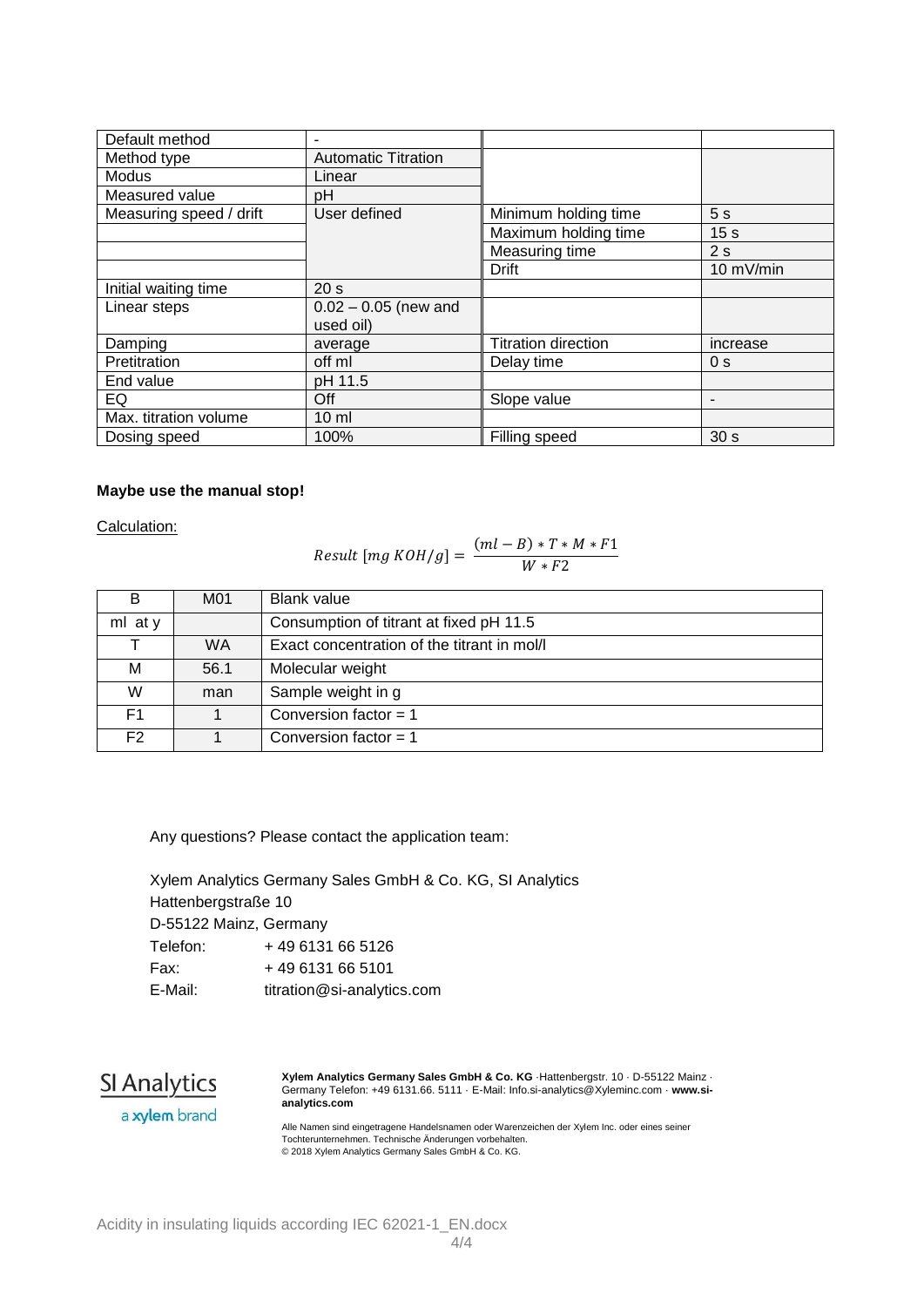| | | | |
|---|---|---|---|
| Default method | - | | |
| Method type | Automatic Titration | | |
| Modus | Linear | | |
| Measured value | pH | | |
| Measuring speed / drift | User defined | Minimum holding time | 5 s |
| | | Maximum holding time | 15 s |
| | | Measuring time | 2 s |
| | | Drift | 10 mV/min |
| Initial waiting time | 20 s | | |
| Linear steps | 0.02 – 0.05 (new and used oil) | | |
| Damping | average | Titration direction | increase |
| Pretitration | off ml | Delay time | 0 s |
| End value | pH 11.5 | | |
| EQ | Off | Slope value | - |
| Max. titration volume | 10 ml | | |
| Dosing speed | 100% | Filling speed | 30 s |

**Maybe use the manual stop!**

Calculation:

$$Result\ [mg\ KOH/g] = \frac{(ml - B) * T * M * F1}{W * F2}$$

| | | |
|---|---|---|
| B | M01 | Blank value |
| ml at y | | Consumption of titrant at fixed pH 11.5 |
| T | WA | Exact concentration of the titrant in mol/l |
| M | 56.1 | Molecular weight |
| W | man | Sample weight in g |
| F1 | 1 | Conversion factor = 1 |
| F2 | 1 | Conversion factor = 1 |

Any questions? Please contact the application team:

Xylem Analytics Germany Sales GmbH & Co. KG, SI Analytics
Hattenbergstraße 10
D-55122 Mainz, Germany
Telefon: + 49 6131 66 5126
Fax: + 49 6131 66 5101
E-Mail: titration@si-analytics.com

SI Analytics
a xylem brand

**Xylem Analytics Germany Sales GmbH & Co. KG** ·Hattenbergstr. 10 · D-55122 Mainz · Germany Telefon: +49 6131.66. 5111 · E-Mail: Info.si-analytics@Xyleminc.com · **www.si-analytics.com**

Alle Namen sind eingetragene Handelsnamen oder Warenzeichen der Xylem Inc. oder eines seiner Tochterunternehmen. Technische Änderungen vorbehalten.
© 2018 Xylem Analytics Germany Sales GmbH & Co. KG.